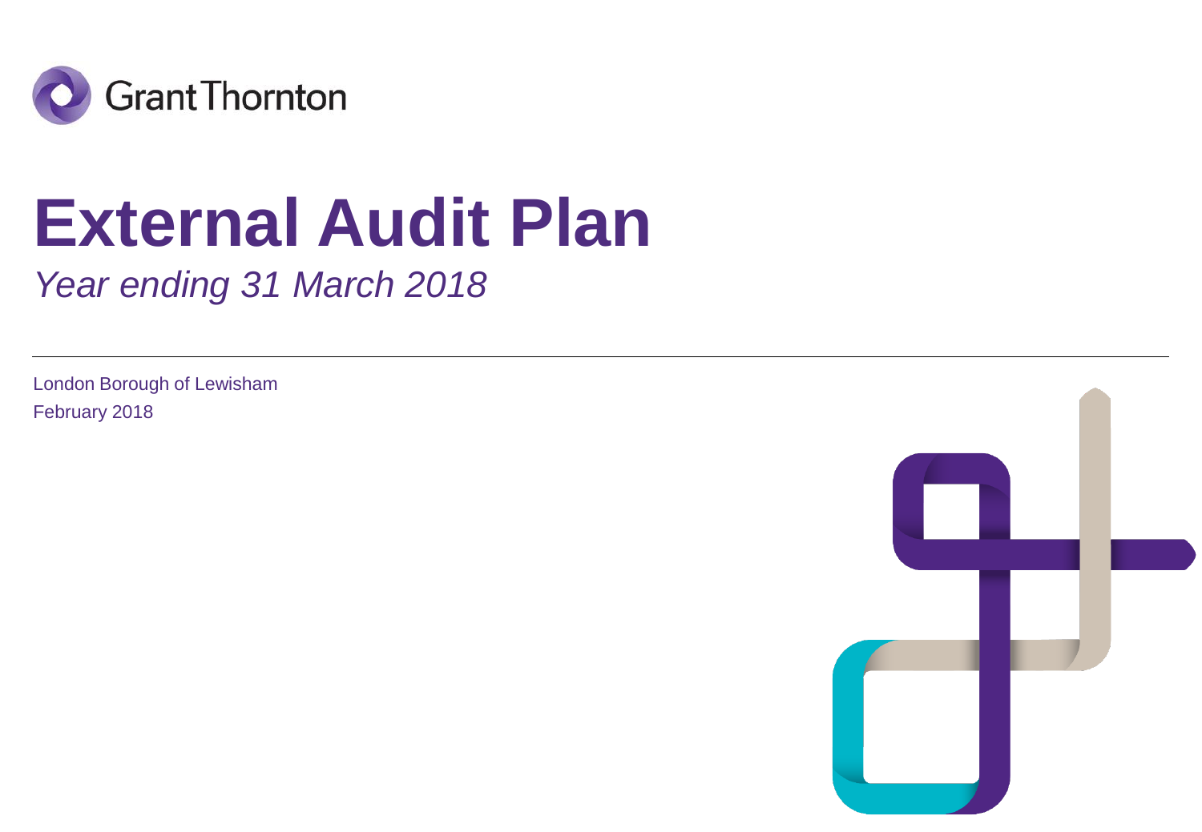Grant Thornton

# External Audit Plan

*Year ending 31 March 2018*

London Borough of Lewisham
February 2018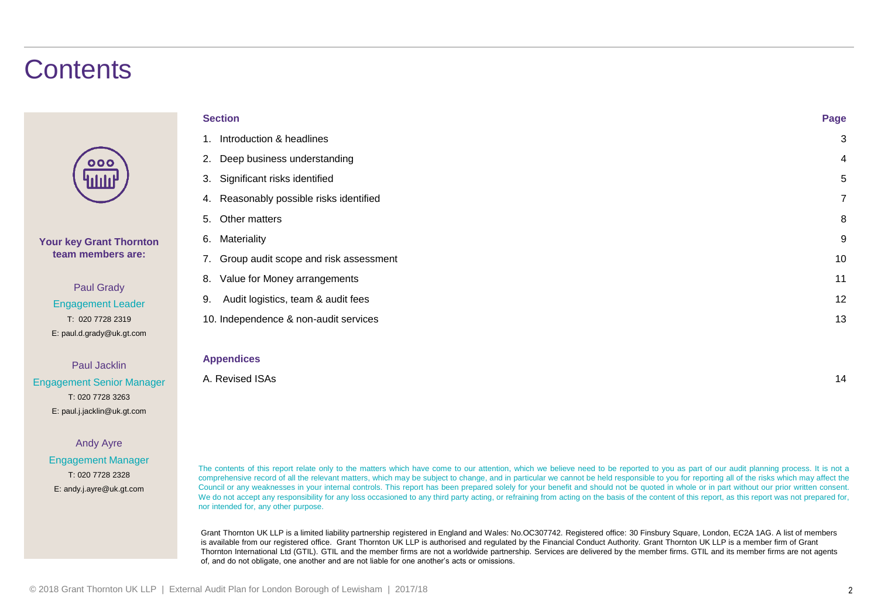# Contents

**Your key Grant Thornton team members are:**

Paul Grady
Engagement Leader
T: 020 7728 2319
E: paul.d.grady@uk.gt.com

Paul Jacklin
Engagement Senior Manager
T: 020 7728 3263
E: paul.j.jacklin@uk.gt.com

Andy Ayre
Engagement Manager
T: 020 7728 2328
E: andy.j.ayre@uk.gt.com

| Section | Page |
| --- | --- |
| 1. Introduction & headlines | 3 |
| 2. Deep business understanding | 4 |
| 3. Significant risks identified | 5 |
| 4. Reasonably possible risks identified | 7 |
| 5. Other matters | 8 |
| 6. Materiality | 9 |
| 7. Group audit scope and risk assessment | 10 |
| 8. Value for Money arrangements | 11 |
| 9. Audit logistics, team & audit fees | 12 |
| 10. Independence & non-audit services | 13 |

| Appendices | |
| --- | --- |
| A. Revised ISAs | 14 |

The contents of this report relate only to the matters which have come to our attention, which we believe need to be reported to you as part of our audit planning process. It is not a comprehensive record of all the relevant matters, which may be subject to change, and in particular we cannot be held responsible to you for reporting all of the risks which may affect the Council or any weaknesses in your internal controls. This report has been prepared solely for your benefit and should not be quoted in whole or in part without our prior written consent. We do not accept any responsibility for any loss occasioned to any third party acting, or refraining from acting on the basis of the content of this report, as this report was not prepared for, nor intended for, any other purpose.

Grant Thornton UK LLP is a limited liability partnership registered in England and Wales: No.OC307742. Registered office: 30 Finsbury Square, London, EC2A 1AG. A list of members is available from our registered office. Grant Thornton UK LLP is authorised and regulated by the Financial Conduct Authority. Grant Thornton UK LLP is a member firm of Grant Thornton International Ltd (GTIL). GTIL and the member firms are not a worldwide partnership. Services are delivered by the member firms. GTIL and its member firms are not agents of, and do not obligate, one another and are not liable for one another's acts or omissions.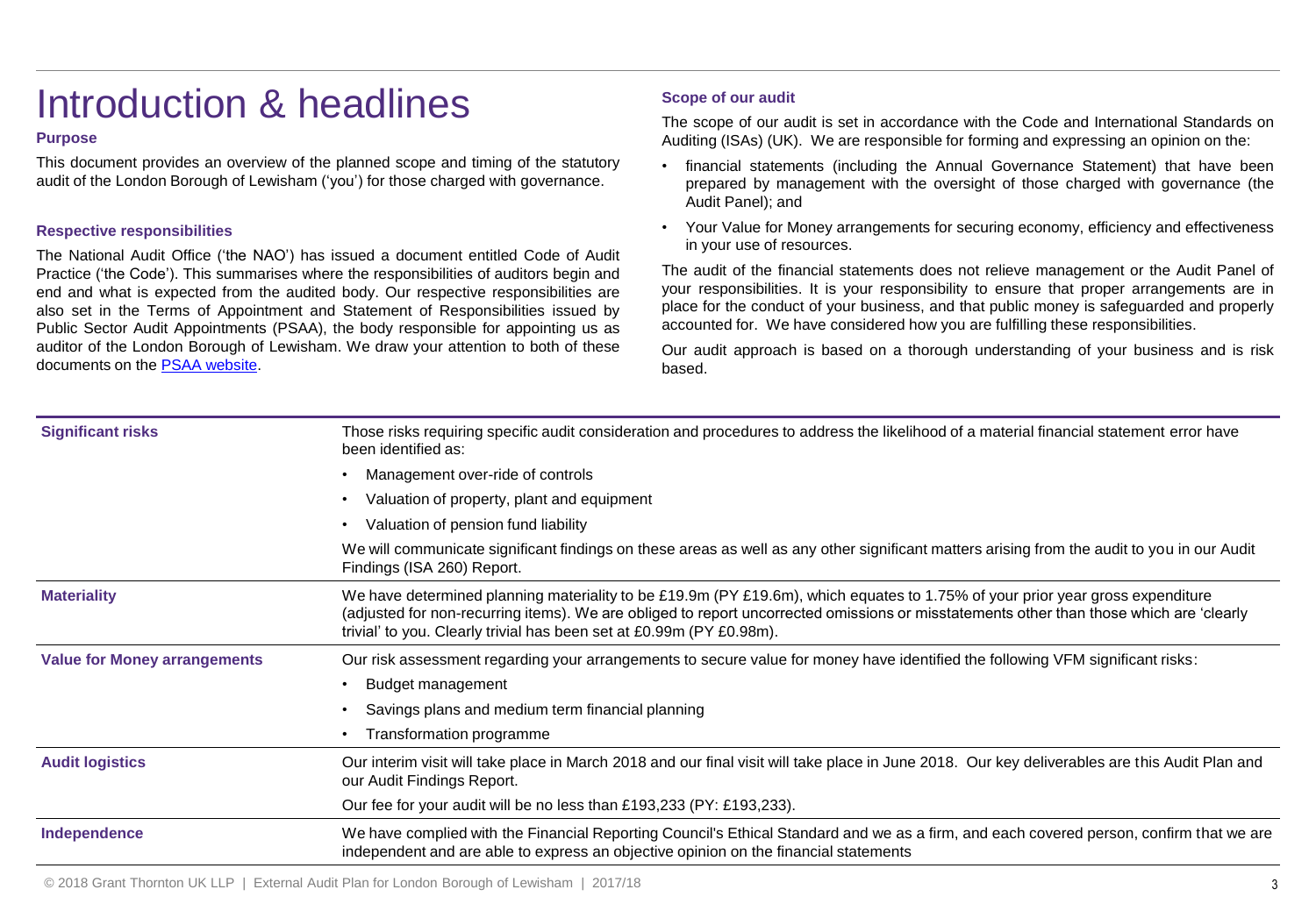# Introduction & headlines

### Purpose

This document provides an overview of the planned scope and timing of the statutory audit of the London Borough of Lewisham ('you') for those charged with governance.

### Respective responsibilities

The National Audit Office ('the NAO') has issued a document entitled Code of Audit Practice ('the Code'). This summarises where the responsibilities of auditors begin and end and what is expected from the audited body. Our respective responsibilities are also set in the Terms of Appointment and Statement of Responsibilities issued by Public Sector Audit Appointments (PSAA), the body responsible for appointing us as auditor of the London Borough of Lewisham. We draw your attention to both of these documents on the [PSAA website](PSAA website).

### Scope of our audit

The scope of our audit is set in accordance with the Code and International Standards on Auditing (ISAs) (UK). We are responsible for forming and expressing an opinion on the:

- financial statements (including the Annual Governance Statement) that have been prepared by management with the oversight of those charged with governance (the Audit Panel); and
- Your Value for Money arrangements for securing economy, efficiency and effectiveness in your use of resources.

The audit of the financial statements does not relieve management or the Audit Panel of your responsibilities. It is your responsibility to ensure that proper arrangements are in place for the conduct of your business, and that public money is safeguarded and properly accounted for. We have considered how you are fulfilling these responsibilities.

Our audit approach is based on a thorough understanding of your business and is risk based.

| | |
|---|---|
| **Significant risks** | Those risks requiring specific audit consideration and procedures to address the likelihood of a material financial statement error have been identified as:<br>• Management over-ride of controls<br>• Valuation of property, plant and equipment<br>• Valuation of pension fund liability<br>We will communicate significant findings on these areas as well as any other significant matters arising from the audit to you in our Audit Findings (ISA 260) Report. |
| **Materiality** | We have determined planning materiality to be £19.9m (PY £19.6m), which equates to 1.75% of your prior year gross expenditure (adjusted for non-recurring items). We are obliged to report uncorrected omissions or misstatements other than those which are 'clearly trivial' to you. Clearly trivial has been set at £0.99m (PY £0.98m). |
| **Value for Money arrangements** | Our risk assessment regarding your arrangements to secure value for money have identified the following VFM significant risks:<br>• Budget management<br>• Savings plans and medium term financial planning<br>• Transformation programme |
| **Audit logistics** | Our interim visit will take place in March 2018 and our final visit will take place in June 2018. Our key deliverables are this Audit Plan and our Audit Findings Report.<br>Our fee for your audit will be no less than £193,233 (PY: £193,233). |
| **Independence** | We have complied with the Financial Reporting Council's Ethical Standard and we as a firm, and each covered person, confirm that we are independent and are able to express an objective opinion on the financial statements |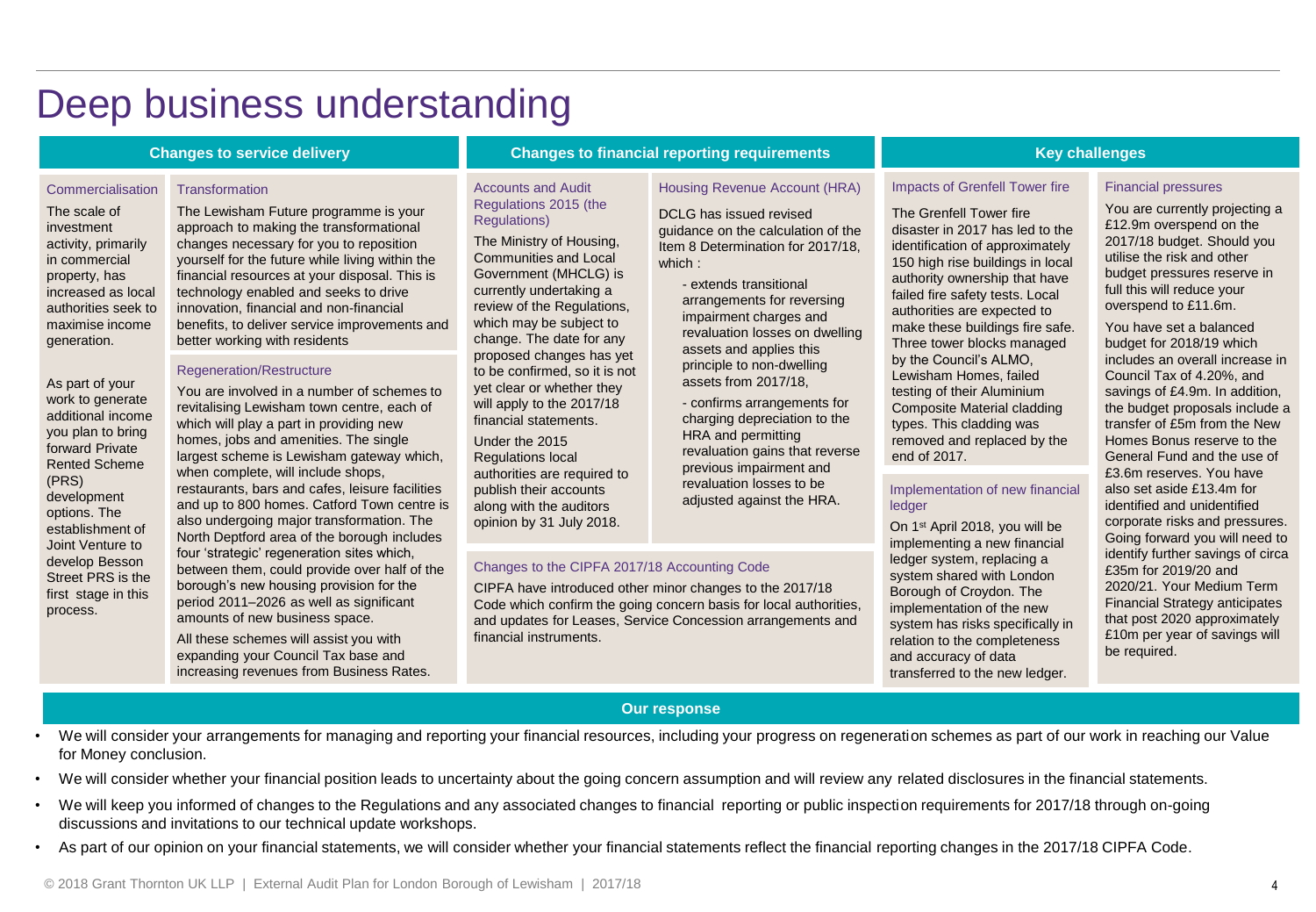# Deep business understanding

## Changes to service delivery

### Commercialisation

The scale of investment activity, primarily in commercial property, has increased as local authorities seek to maximise income generation.

As part of your work to generate additional income you plan to bring forward Private Rented Scheme (PRS) development options. The establishment of Joint Venture to develop Besson Street PRS is the first stage in this process.

### Transformation

The Lewisham Future programme is your approach to making the transformational changes necessary for you to reposition yourself for the future while living within the financial resources at your disposal. This is technology enabled and seeks to drive innovation, financial and non-financial benefits, to deliver service improvements and better working with residents

### Regeneration/Restructure

You are involved in a number of schemes to revitalising Lewisham town centre, each of which will play a part in providing new homes, jobs and amenities. The single largest scheme is Lewisham gateway which, when complete, will include shops, restaurants, bars and cafes, leisure facilities and up to 800 homes. Catford Town centre is also undergoing major transformation. The North Deptford area of the borough includes four 'strategic' regeneration sites which, between them, could provide over half of the borough's new housing provision for the period 2011–2026 as well as significant amounts of new business space.

All these schemes will assist you with expanding your Council Tax base and increasing revenues from Business Rates.

## Changes to financial reporting requirements

### Accounts and Audit Regulations 2015 (the Regulations)

The Ministry of Housing, Communities and Local Government (MHCLG) is currently undertaking a review of the Regulations, which may be subject to change. The date for any proposed changes has yet to be confirmed, so it is not yet clear or whether they will apply to the 2017/18 financial statements.

Under the 2015 Regulations local authorities are required to publish their accounts along with the auditors opinion by 31 July 2018.

### Housing Revenue Account (HRA)

DCLG has issued revised guidance on the calculation of the Item 8 Determination for 2017/18, which :

- extends transitional arrangements for reversing impairment charges and revaluation losses on dwelling assets and applies this principle to non-dwelling assets from 2017/18,
- confirms arrangements for charging depreciation to the HRA and permitting revaluation gains that reverse previous impairment and revaluation losses to be adjusted against the HRA.

### Changes to the CIPFA 2017/18 Accounting Code

CIPFA have introduced other minor changes to the 2017/18 Code which confirm the going concern basis for local authorities, and updates for Leases, Service Concession arrangements and financial instruments.

## Key challenges

### Impacts of Grenfell Tower fire

The Grenfell Tower fire disaster in 2017 has led to the identification of approximately 150 high rise buildings in local authority ownership that have failed fire safety tests. Local authorities are expected to make these buildings fire safe. Three tower blocks managed by the Council's ALMO, Lewisham Homes, failed testing of their Aluminium Composite Material cladding types. This cladding was removed and replaced by the end of 2017.

### Implementation of new financial ledger

On 1st April 2018, you will be implementing a new financial ledger system, replacing a system shared with London Borough of Croydon. The implementation of the new system has risks specifically in relation to the completeness and accuracy of data transferred to the new ledger.

### Financial pressures

You are currently projecting a £12.9m overspend on the 2017/18 budget. Should you utilise the risk and other budget pressures reserve in full this will reduce your overspend to £11.6m.

You have set a balanced budget for 2018/19 which includes an overall increase in Council Tax of 4.20%, and savings of £4.9m. In addition, the budget proposals include a transfer of £5m from the New Homes Bonus reserve to the General Fund and the use of £3.6m reserves. You have also set aside £13.4m for identified and unidentified corporate risks and pressures. Going forward you will need to identify further savings of circa £35m for 2019/20 and 2020/21. Your Medium Term Financial Strategy anticipates that post 2020 approximately £10m per year of savings will be required.

## Our response

- We will consider your arrangements for managing and reporting your financial resources, including your progress on regeneration schemes as part of our work in reaching our Value for Money conclusion.
- We will consider whether your financial position leads to uncertainty about the going concern assumption and will review any related disclosures in the financial statements.
- We will keep you informed of changes to the Regulations and any associated changes to financial reporting or public inspection requirements for 2017/18 through on-going discussions and invitations to our technical update workshops.
- As part of our opinion on your financial statements, we will consider whether your financial statements reflect the financial reporting changes in the 2017/18 CIPFA Code.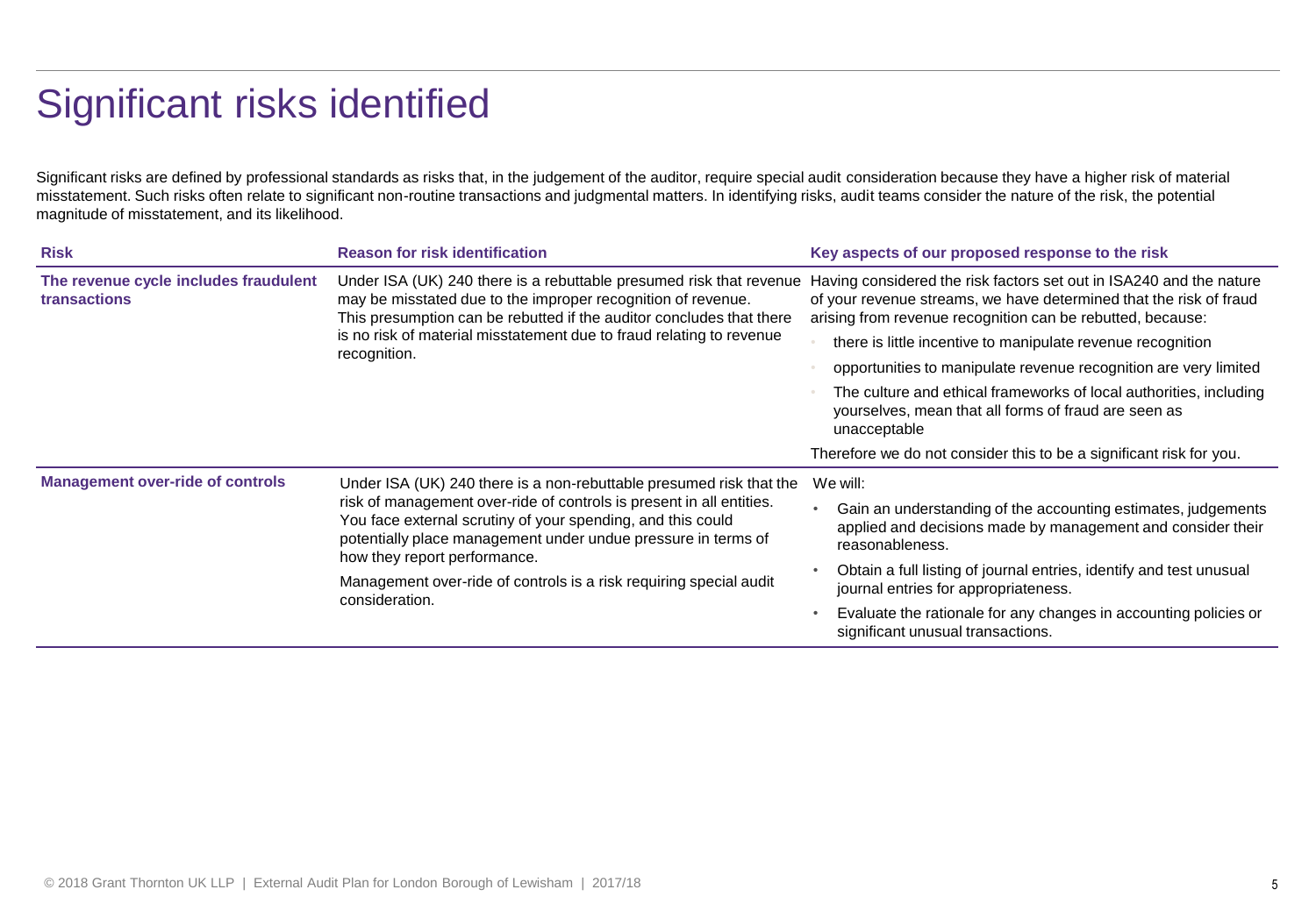# Significant risks identified

Significant risks are defined by professional standards as risks that, in the judgement of the auditor, require special audit consideration because they have a higher risk of material misstatement. Such risks often relate to significant non-routine transactions and judgmental matters. In identifying risks, audit teams consider the nature of the risk, the potential magnitude of misstatement, and its likelihood.

| Risk | Reason for risk identification | Key aspects of our proposed response to the risk |
|---|---|---|
| **The revenue cycle includes fraudulent transactions** | Under ISA (UK) 240 there is a rebuttable presumed risk that revenue may be misstated due to the improper recognition of revenue. This presumption can be rebutted if the auditor concludes that there is no risk of material misstatement due to fraud relating to revenue recognition. | Having considered the risk factors set out in ISA240 and the nature of your revenue streams, we have determined that the risk of fraud arising from revenue recognition can be rebutted, because:<br>• there is little incentive to manipulate revenue recognition<br>• opportunities to manipulate revenue recognition are very limited<br>• The culture and ethical frameworks of local authorities, including yourselves, mean that all forms of fraud are seen as unacceptable<br>Therefore we do not consider this to be a significant risk for you. |
| **Management over-ride of controls** | Under ISA (UK) 240 there is a non-rebuttable presumed risk that the risk of management over-ride of controls is present in all entities. You face external scrutiny of your spending, and this could potentially place management under undue pressure in terms of how they report performance.<br>Management over-ride of controls is a risk requiring special audit consideration. | We will:<br>• Gain an understanding of the accounting estimates, judgements applied and decisions made by management and consider their reasonableness.<br>• Obtain a full listing of journal entries, identify and test unusual journal entries for appropriateness.<br>• Evaluate the rationale for any changes in accounting policies or significant unusual transactions. |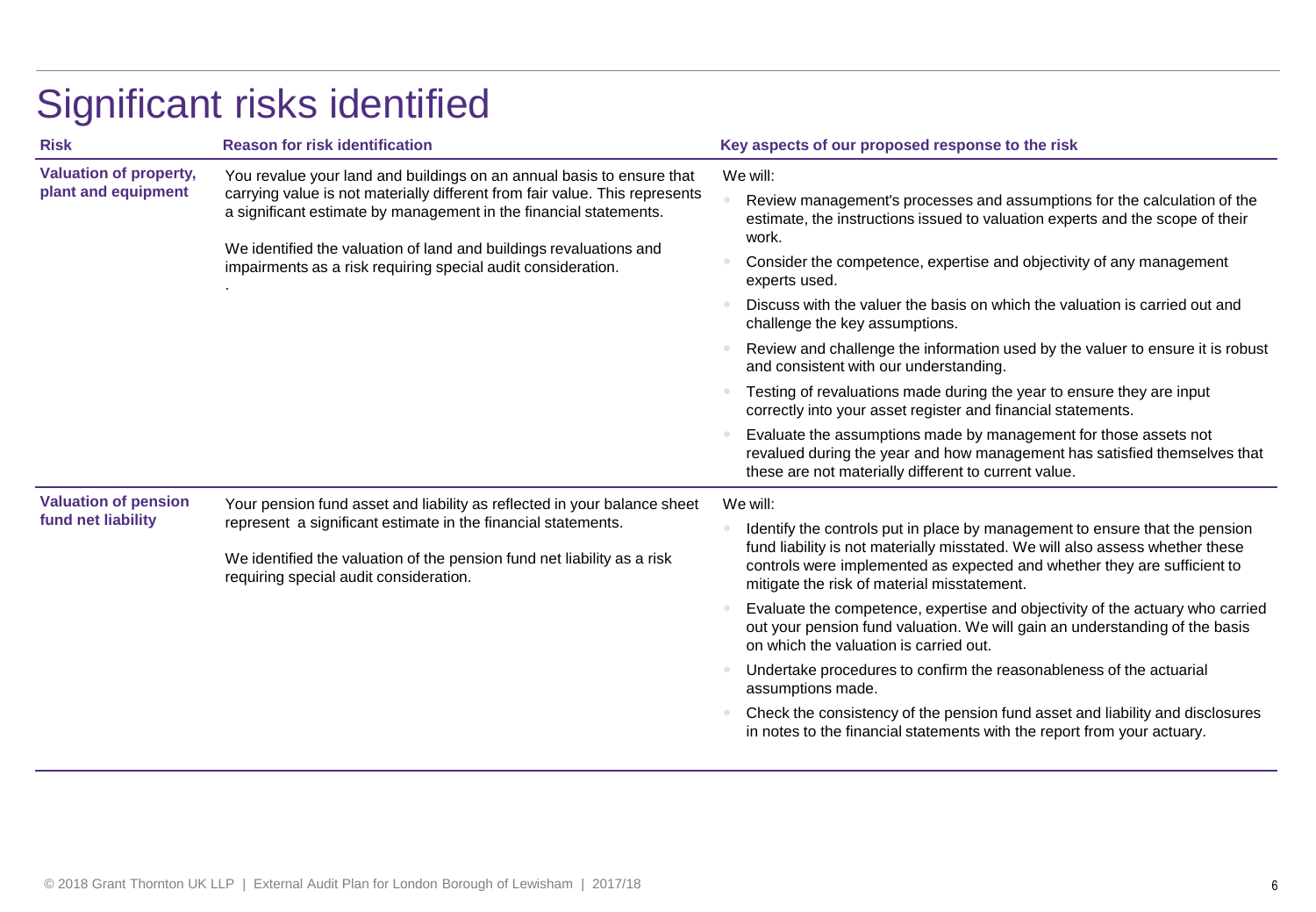# Significant risks identified

| Risk | Reason for risk identification | Key aspects of our proposed response to the risk |
|---|---|---|
| **Valuation of property, plant and equipment** | You revalue your land and buildings on an annual basis to ensure that carrying value is not materially different from fair value. This represents a significant estimate by management in the financial statements.<br><br>We identified the valuation of land and buildings revaluations and impairments as a risk requiring special audit consideration.<br><br>. | We will:<br>• Review management's processes and assumptions for the calculation of the estimate, the instructions issued to valuation experts and the scope of their work.<br>• Consider the competence, expertise and objectivity of any management experts used.<br>• Discuss with the valuer the basis on which the valuation is carried out and challenge the key assumptions.<br>• Review and challenge the information used by the valuer to ensure it is robust and consistent with our understanding.<br>• Testing of revaluations made during the year to ensure they are input correctly into your asset register and financial statements.<br>• Evaluate the assumptions made by management for those assets not revalued during the year and how management has satisfied themselves that these are not materially different to current value. |
| **Valuation of pension fund net liability** | Your pension fund asset and liability as reflected in your balance sheet represent a significant estimate in the financial statements.<br><br>We identified the valuation of the pension fund net liability as a risk requiring special audit consideration. | We will:<br>• Identify the controls put in place by management to ensure that the pension fund liability is not materially misstated. We will also assess whether these controls were implemented as expected and whether they are sufficient to mitigate the risk of material misstatement.<br>• Evaluate the competence, expertise and objectivity of the actuary who carried out your pension fund valuation. We will gain an understanding of the basis on which the valuation is carried out.<br>• Undertake procedures to confirm the reasonableness of the actuarial assumptions made.<br>• Check the consistency of the pension fund asset and liability and disclosures in notes to the financial statements with the report from your actuary. |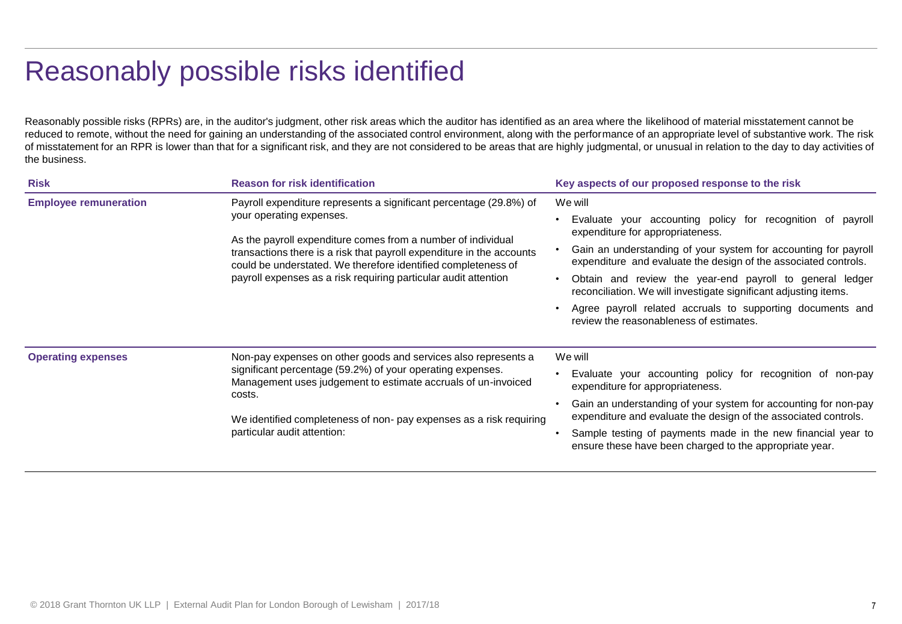# Reasonably possible risks identified

Reasonably possible risks (RPRs) are, in the auditor's judgment, other risk areas which the auditor has identified as an area where the likelihood of material misstatement cannot be reduced to remote, without the need for gaining an understanding of the associated control environment, along with the performance of an appropriate level of substantive work. The risk of misstatement for an RPR is lower than that for a significant risk, and they are not considered to be areas that are highly judgmental, or unusual in relation to the day to day activities of the business.

| Risk | Reason for risk identification | Key aspects of our proposed response to the risk |
|---|---|---|
| **Employee remuneration** | Payroll expenditure represents a significant percentage (29.8%) of your operating expenses.<br><br>As the payroll expenditure comes from a number of individual transactions there is a risk that payroll expenditure in the accounts could be understated. We therefore identified completeness of payroll expenses as a risk requiring particular audit attention | We will<br>• Evaluate your accounting policy for recognition of payroll expenditure for appropriateness.<br>• Gain an understanding of your system for accounting for payroll expenditure and evaluate the design of the associated controls.<br>• Obtain and review the year-end payroll to general ledger reconciliation. We will investigate significant adjusting items.<br>• Agree payroll related accruals to supporting documents and review the reasonableness of estimates. |
| **Operating expenses** | Non-pay expenses on other goods and services also represents a significant percentage (59.2%) of your operating expenses. Management uses judgement to estimate accruals of un-invoiced costs.<br><br>We identified completeness of non- pay expenses as a risk requiring particular audit attention: | We will<br>• Evaluate your accounting policy for recognition of non-pay expenditure for appropriateness.<br>• Gain an understanding of your system for accounting for non-pay expenditure and evaluate the design of the associated controls.<br>• Sample testing of payments made in the new financial year to ensure these have been charged to the appropriate year. |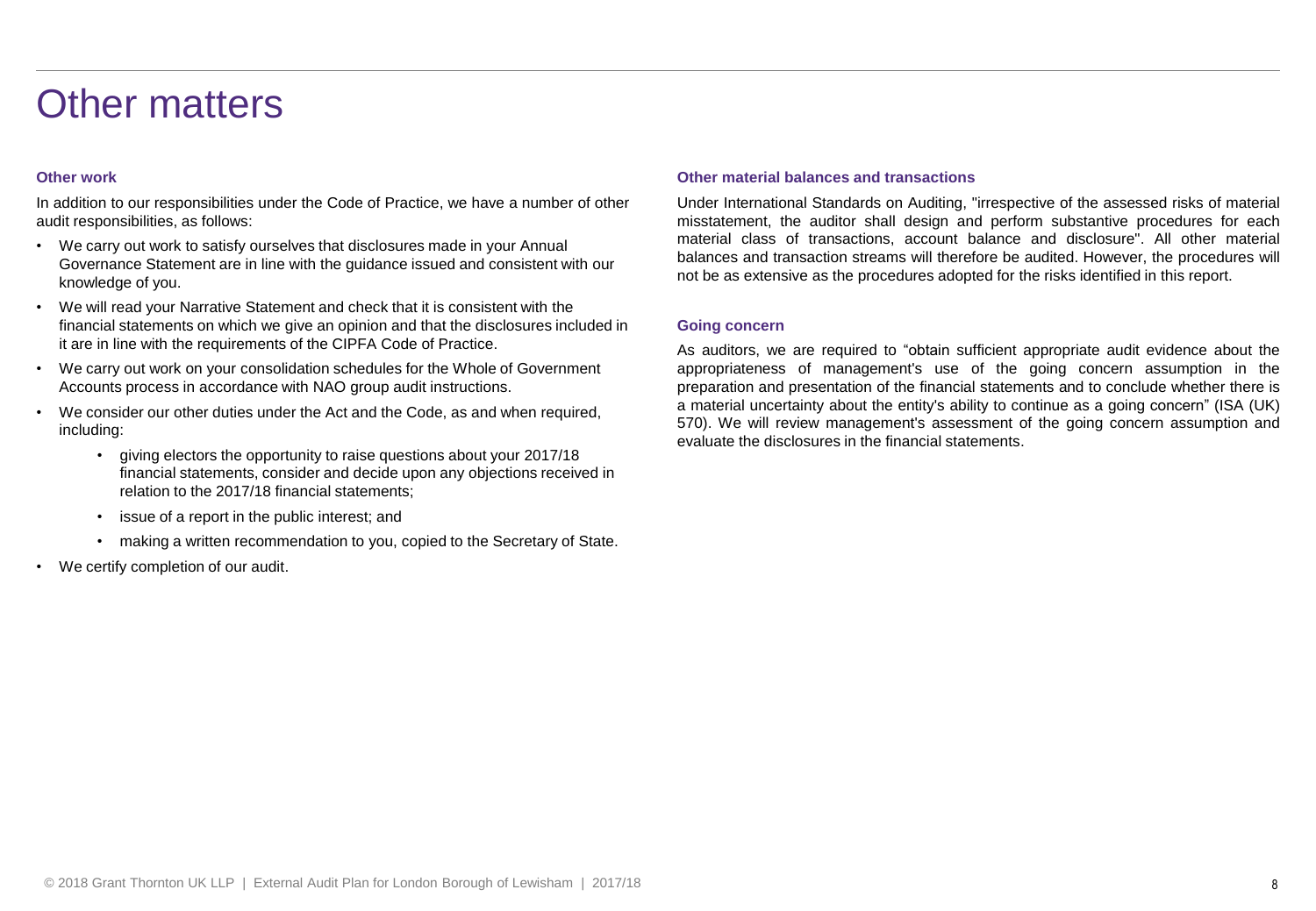# Other matters

### Other work

In addition to our responsibilities under the Code of Practice, we have a number of other audit responsibilities, as follows:

- We carry out work to satisfy ourselves that disclosures made in your Annual Governance Statement are in line with the guidance issued and consistent with our knowledge of you.
- We will read your Narrative Statement and check that it is consistent with the financial statements on which we give an opinion and that the disclosures included in it are in line with the requirements of the CIPFA Code of Practice.
- We carry out work on your consolidation schedules for the Whole of Government Accounts process in accordance with NAO group audit instructions.
- We consider our other duties under the Act and the Code, as and when required, including:
  - giving electors the opportunity to raise questions about your 2017/18 financial statements, consider and decide upon any objections received in relation to the 2017/18 financial statements;
  - issue of a report in the public interest; and
  - making a written recommendation to you, copied to the Secretary of State.
- We certify completion of our audit.

### Other material balances and transactions

Under International Standards on Auditing, "irrespective of the assessed risks of material misstatement, the auditor shall design and perform substantive procedures for each material class of transactions, account balance and disclosure". All other material balances and transaction streams will therefore be audited. However, the procedures will not be as extensive as the procedures adopted for the risks identified in this report.

### Going concern

As auditors, we are required to "obtain sufficient appropriate audit evidence about the appropriateness of management's use of the going concern assumption in the preparation and presentation of the financial statements and to conclude whether there is a material uncertainty about the entity's ability to continue as a going concern" (ISA (UK) 570). We will review management's assessment of the going concern assumption and evaluate the disclosures in the financial statements.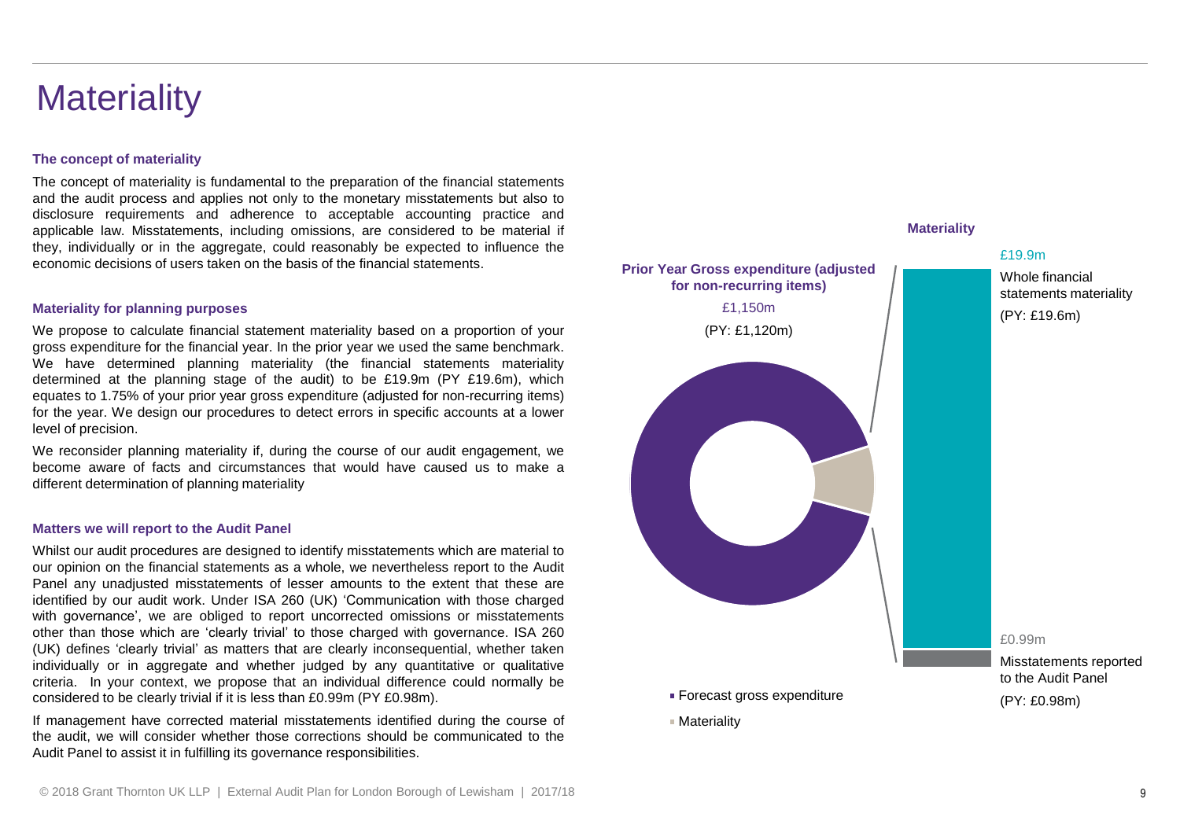# Materiality

### The concept of materiality

The concept of materiality is fundamental to the preparation of the financial statements and the audit process and applies not only to the monetary misstatements but also to disclosure requirements and adherence to acceptable accounting practice and applicable law. Misstatements, including omissions, are considered to be material if they, individually or in the aggregate, could reasonably be expected to influence the economic decisions of users taken on the basis of the financial statements.

### Materiality for planning purposes

We propose to calculate financial statement materiality based on a proportion of your gross expenditure for the financial year. In the prior year we used the same benchmark. We have determined planning materiality (the financial statements materiality determined at the planning stage of the audit) to be £19.9m (PY £19.6m), which equates to 1.75% of your prior year gross expenditure (adjusted for non-recurring items) for the year. We design our procedures to detect errors in specific accounts at a lower level of precision.

We reconsider planning materiality if, during the course of our audit engagement, we become aware of facts and circumstances that would have caused us to make a different determination of planning materiality

### Matters we will report to the Audit Panel

Whilst our audit procedures are designed to identify misstatements which are material to our opinion on the financial statements as a whole, we nevertheless report to the Audit Panel any unadjusted misstatements of lesser amounts to the extent that these are identified by our audit work. Under ISA 260 (UK) 'Communication with those charged with governance', we are obliged to report uncorrected omissions or misstatements other than those which are 'clearly trivial' to those charged with governance. ISA 260 (UK) defines 'clearly trivial' as matters that are clearly inconsequential, whether taken individually or in aggregate and whether judged by any quantitative or qualitative criteria. In your context, we propose that an individual difference could normally be considered to be clearly trivial if it is less than £0.99m (PY £0.98m).

If management have corrected material misstatements identified during the course of the audit, we will consider whether those corrections should be communicated to the Audit Panel to assist it in fulfilling its governance responsibilities.

**Prior Year Gross expenditure (adjusted for non-recurring items)**

£1,150m

(PY: £1,120m)

**Materiality**

£19.9m

Whole financial statements materiality

(PY: £19.6m)

£0.99m

Misstatements reported to the Audit Panel

(PY: £0.98m)

- Forecast gross expenditure
- Materiality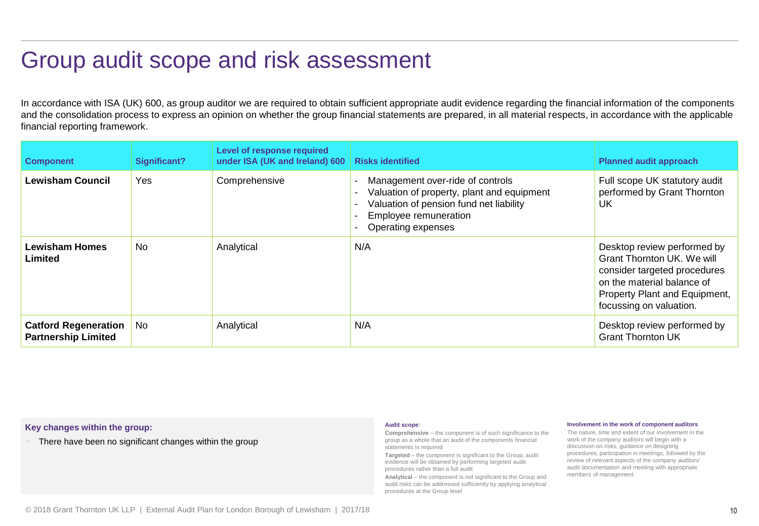# Group audit scope and risk assessment

In accordance with ISA (UK) 600, as group auditor we are required to obtain sufficient appropriate audit evidence regarding the financial information of the components and the consolidation process to express an opinion on whether the group financial statements are prepared, in all material respects, in accordance with the applicable financial reporting framework.

| Component | Significant? | Level of response required under ISA (UK and Ireland) 600 | Risks identified | Planned audit approach |
|---|---|---|---|---|
| **Lewisham Council** | Yes | Comprehensive | - Management over-ride of controls<br>- Valuation of property, plant and equipment<br>- Valuation of pension fund net liability<br>- Employee remuneration<br>- Operating expenses | Full scope UK statutory audit performed by Grant Thornton UK |
| **Lewisham Homes Limited** | No | Analytical | N/A | Desktop review performed by Grant Thornton UK. We will consider targeted procedures on the material balance of Property Plant and Equipment, focussing on valuation. |
| **Catford Regeneration Partnership Limited** | No | Analytical | N/A | Desktop review performed by Grant Thornton UK |

**Key changes within the group:**

- There have been no significant changes within the group

**Audit scope**:

**Comprehensive** – the component is of such significance to the group as a whole that an audit of the components financial statements is required

**Targeted** – the component is significant to the Group, audit evidence will be obtained by performing targeted audit procedures rather than a full audit

**Analytical** – the component is not significant to the Group and audit risks can be addressed sufficiently by applying analytical procedures at the Group level

**Involvement in the work of component auditors**

The nature, time and extent of our involvement in the work of the company auditors will begin with a discussion on risks, guidance on designing procedures, participation in meetings, followed by the review of relevant aspects of the company auditors' audit documentation and meeting with appropriate members of management.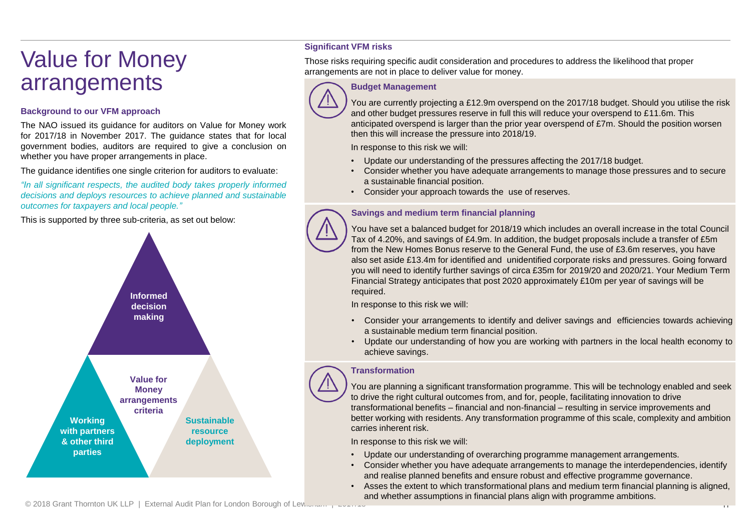// Value for Money arrangements

## Background to our VFM approach

The NAO issued its guidance for auditors on Value for Money work for 2017/18 in November 2017. The guidance states that for local government bodies, auditors are required to give a conclusion on whether you have proper arrangements in place.

The guidance identifies one single criterion for auditors to evaluate:

*"In all significant respects, the audited body takes properly informed decisions and deploys resources to achieve planned and sustainable outcomes for taxpayers and local people."*

This is supported by three sub-criteria, as set out below:

**Value for Money arrangements criteria**

- **Informed decision making**
- **Working with partners & other third parties**
- **Sustainable resource deployment**

## Significant VFM risks

Those risks requiring specific audit consideration and procedures to address the likelihood that proper arrangements are not in place to deliver value for money.

### Budget Management

You are currently projecting a £12.9m overspend on the 2017/18 budget. Should you utilise the risk and other budget pressures reserve in full this will reduce your overspend to £11.6m. This anticipated overspend is larger than the prior year overspend of £7m. Should the position worsen then this will increase the pressure into 2018/19.

In response to this risk we will:

- Update our understanding of the pressures affecting the 2017/18 budget.
- Consider whether you have adequate arrangements to manage those pressures and to secure a sustainable financial position.
- Consider your approach towards the use of reserves.

### Savings and medium term financial planning

You have set a balanced budget for 2018/19 which includes an overall increase in the total Council Tax of 4.20%, and savings of £4.9m. In addition, the budget proposals include a transfer of £5m from the New Homes Bonus reserve to the General Fund, the use of £3.6m reserves, you have also set aside £13.4m for identified and unidentified corporate risks and pressures. Going forward you will need to identify further savings of circa £35m for 2019/20 and 2020/21. Your Medium Term Financial Strategy anticipates that post 2020 approximately £10m per year of savings will be required.

In response to this risk we will:

- Consider your arrangements to identify and deliver savings and efficiencies towards achieving a sustainable medium term financial position.
- Update our understanding of how you are working with partners in the local health economy to achieve savings.

### Transformation

You are planning a significant transformation programme. This will be technology enabled and seek to drive the right cultural outcomes from, and for, people, facilitating innovation to drive transformational benefits – financial and non-financial – resulting in service improvements and better working with residents. Any transformation programme of this scale, complexity and ambition carries inherent risk.

In response to this risk we will:

- Update our understanding of overarching programme management arrangements.
- Consider whether you have adequate arrangements to manage the interdependencies, identify and realise planned benefits and ensure robust and effective programme governance.
- Asses the extent to which transformational plans and medium term financial planning is aligned, and whether assumptions in financial plans align with programme ambitions.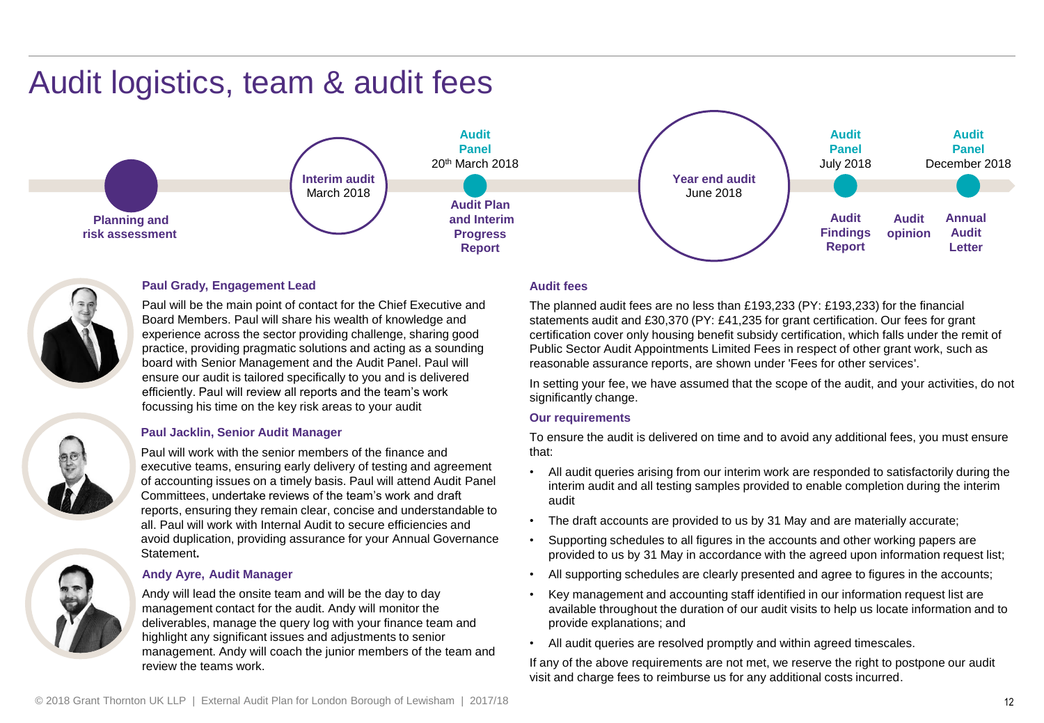# Audit logistics, team & audit fees

**Planning and risk assessment**

**Interim audit** March 2018

**Audit Panel** 20th March 2018 — **Audit Plan and Interim Progress Report**

**Year end audit** June 2018

**Audit Panel** July 2018 — **Audit Findings Report**

**Audit opinion**

**Audit Panel** December 2018 — **Annual Audit Letter**

### Paul Grady, Engagement Lead

Paul will be the main point of contact for the Chief Executive and Board Members. Paul will share his wealth of knowledge and experience across the sector providing challenge, sharing good practice, providing pragmatic solutions and acting as a sounding board with Senior Management and the Audit Panel. Paul will ensure our audit is tailored specifically to you and is delivered efficiently. Paul will review all reports and the team's work focussing his time on the key risk areas to your audit

### Paul Jacklin, Senior Audit Manager

Paul will work with the senior members of the finance and executive teams, ensuring early delivery of testing and agreement of accounting issues on a timely basis. Paul will attend Audit Panel Committees, undertake reviews of the team's work and draft reports, ensuring they remain clear, concise and understandable to all. Paul will work with Internal Audit to secure efficiencies and avoid duplication, providing assurance for your Annual Governance Statement**.**

### Andy Ayre, Audit Manager

Andy will lead the onsite team and will be the day to day management contact for the audit. Andy will monitor the deliverables, manage the query log with your finance team and highlight any significant issues and adjustments to senior management. Andy will coach the junior members of the team and review the teams work.

### Audit fees

The planned audit fees are no less than £193,233 (PY: £193,233) for the financial statements audit and £30,370 (PY: £41,235 for grant certification. Our fees for grant certification cover only housing benefit subsidy certification, which falls under the remit of Public Sector Audit Appointments Limited Fees in respect of other grant work, such as reasonable assurance reports, are shown under 'Fees for other services'.

In setting your fee, we have assumed that the scope of the audit, and your activities, do not significantly change.

### Our requirements

To ensure the audit is delivered on time and to avoid any additional fees, you must ensure that:

- All audit queries arising from our interim work are responded to satisfactorily during the interim audit and all testing samples provided to enable completion during the interim audit
- The draft accounts are provided to us by 31 May and are materially accurate;
- Supporting schedules to all figures in the accounts and other working papers are provided to us by 31 May in accordance with the agreed upon information request list;
- All supporting schedules are clearly presented and agree to figures in the accounts;
- Key management and accounting staff identified in our information request list are available throughout the duration of our audit visits to help us locate information and to provide explanations; and
- All audit queries are resolved promptly and within agreed timescales.

If any of the above requirements are not met, we reserve the right to postpone our audit visit and charge fees to reimburse us for any additional costs incurred.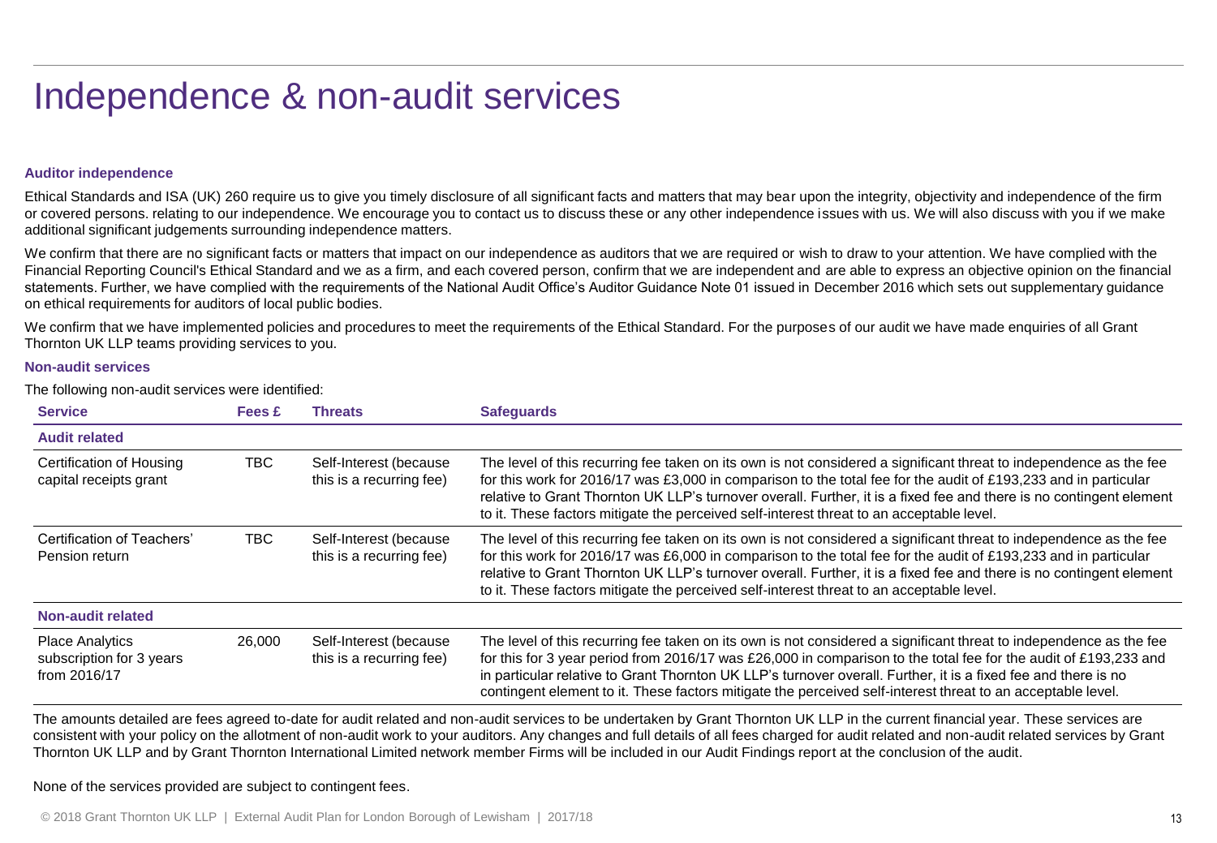# Independence & non-audit services

### Auditor independence

Ethical Standards and ISA (UK) 260 require us to give you timely disclosure of all significant facts and matters that may bear upon the integrity, objectivity and independence of the firm or covered persons. relating to our independence. We encourage you to contact us to discuss these or any other independence issues with us. We will also discuss with you if we make additional significant judgements surrounding independence matters.

We confirm that there are no significant facts or matters that impact on our independence as auditors that we are required or wish to draw to your attention. We have complied with the Financial Reporting Council's Ethical Standard and we as a firm, and each covered person, confirm that we are independent and are able to express an objective opinion on the financial statements. Further, we have complied with the requirements of the National Audit Office's Auditor Guidance Note 01 issued in December 2016 which sets out supplementary guidance on ethical requirements for auditors of local public bodies.

We confirm that we have implemented policies and procedures to meet the requirements of the Ethical Standard. For the purposes of our audit we have made enquiries of all Grant Thornton UK LLP teams providing services to you.

### Non-audit services

The following non-audit services were identified:

| Service | Fees £ | Threats | Safeguards |
|---|---|---|---|
| **Audit related** | | | |
| Certification of Housing capital receipts grant | TBC | Self-Interest (because this is a recurring fee) | The level of this recurring fee taken on its own is not considered a significant threat to independence as the fee for this work for 2016/17 was £3,000 in comparison to the total fee for the audit of £193,233 and in particular relative to Grant Thornton UK LLP's turnover overall. Further, it is a fixed fee and there is no contingent element to it. These factors mitigate the perceived self-interest threat to an acceptable level. |
| Certification of Teachers' Pension return | TBC | Self-Interest (because this is a recurring fee) | The level of this recurring fee taken on its own is not considered a significant threat to independence as the fee for this work for 2016/17 was £6,000 in comparison to the total fee for the audit of £193,233 and in particular relative to Grant Thornton UK LLP's turnover overall. Further, it is a fixed fee and there is no contingent element to it. These factors mitigate the perceived self-interest threat to an acceptable level. |
| **Non-audit related** | | | |
| Place Analytics subscription for 3 years from 2016/17 | 26,000 | Self-Interest (because this is a recurring fee) | The level of this recurring fee taken on its own is not considered a significant threat to independence as the fee for this for 3 year period from 2016/17 was £26,000 in comparison to the total fee for the audit of £193,233 and in particular relative to Grant Thornton UK LLP's turnover overall. Further, it is a fixed fee and there is no contingent element to it. These factors mitigate the perceived self-interest threat to an acceptable level. |

The amounts detailed are fees agreed to-date for audit related and non-audit services to be undertaken by Grant Thornton UK LLP in the current financial year. These services are consistent with your policy on the allotment of non-audit work to your auditors. Any changes and full details of all fees charged for audit related and non-audit related services by Grant Thornton UK LLP and by Grant Thornton International Limited network member Firms will be included in our Audit Findings report at the conclusion of the audit.

None of the services provided are subject to contingent fees.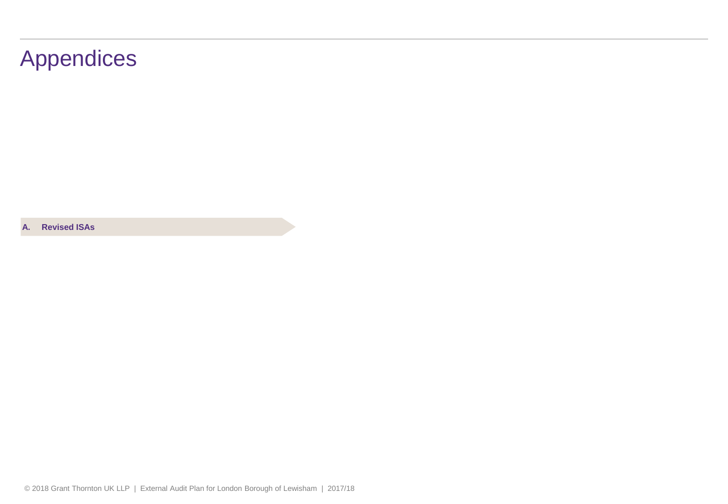# Appendices

**A. Revised ISAs**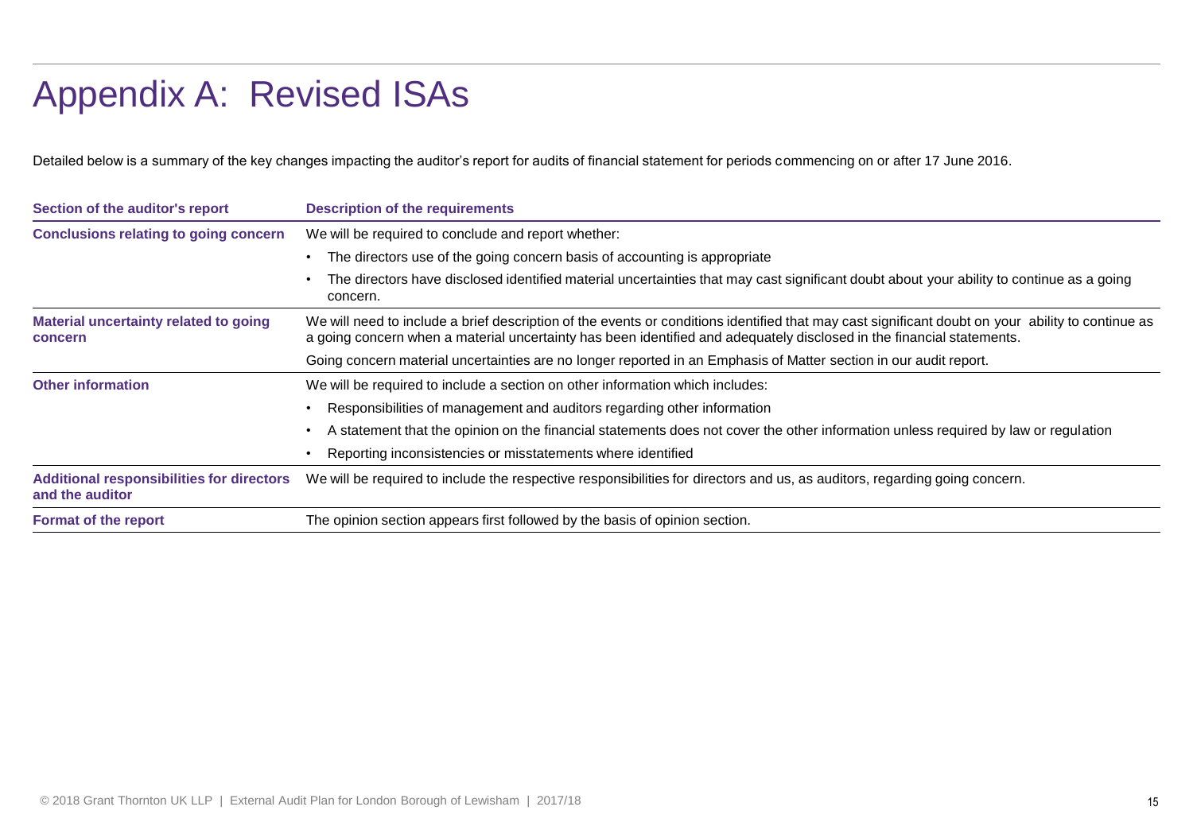# Appendix A: Revised ISAs

Detailed below is a summary of the key changes impacting the auditor's report for audits of financial statement for periods commencing on or after 17 June 2016.

| Section of the auditor's report | Description of the requirements |
|---|---|
| **Conclusions relating to going concern** | We will be required to conclude and report whether:<br>• The directors use of the going concern basis of accounting is appropriate<br>• The directors have disclosed identified material uncertainties that may cast significant doubt about your ability to continue as a going concern. |
| **Material uncertainty related to going concern** | We will need to include a brief description of the events or conditions identified that may cast significant doubt on your ability to continue as a going concern when a material uncertainty has been identified and adequately disclosed in the financial statements.<br>Going concern material uncertainties are no longer reported in an Emphasis of Matter section in our audit report. |
| **Other information** | We will be required to include a section on other information which includes:<br>• Responsibilities of management and auditors regarding other information<br>• A statement that the opinion on the financial statements does not cover the other information unless required by law or regulation<br>• Reporting inconsistencies or misstatements where identified |
| **Additional responsibilities for directors and the auditor** | We will be required to include the respective responsibilities for directors and us, as auditors, regarding going concern. |
| **Format of the report** | The opinion section appears first followed by the basis of opinion section. |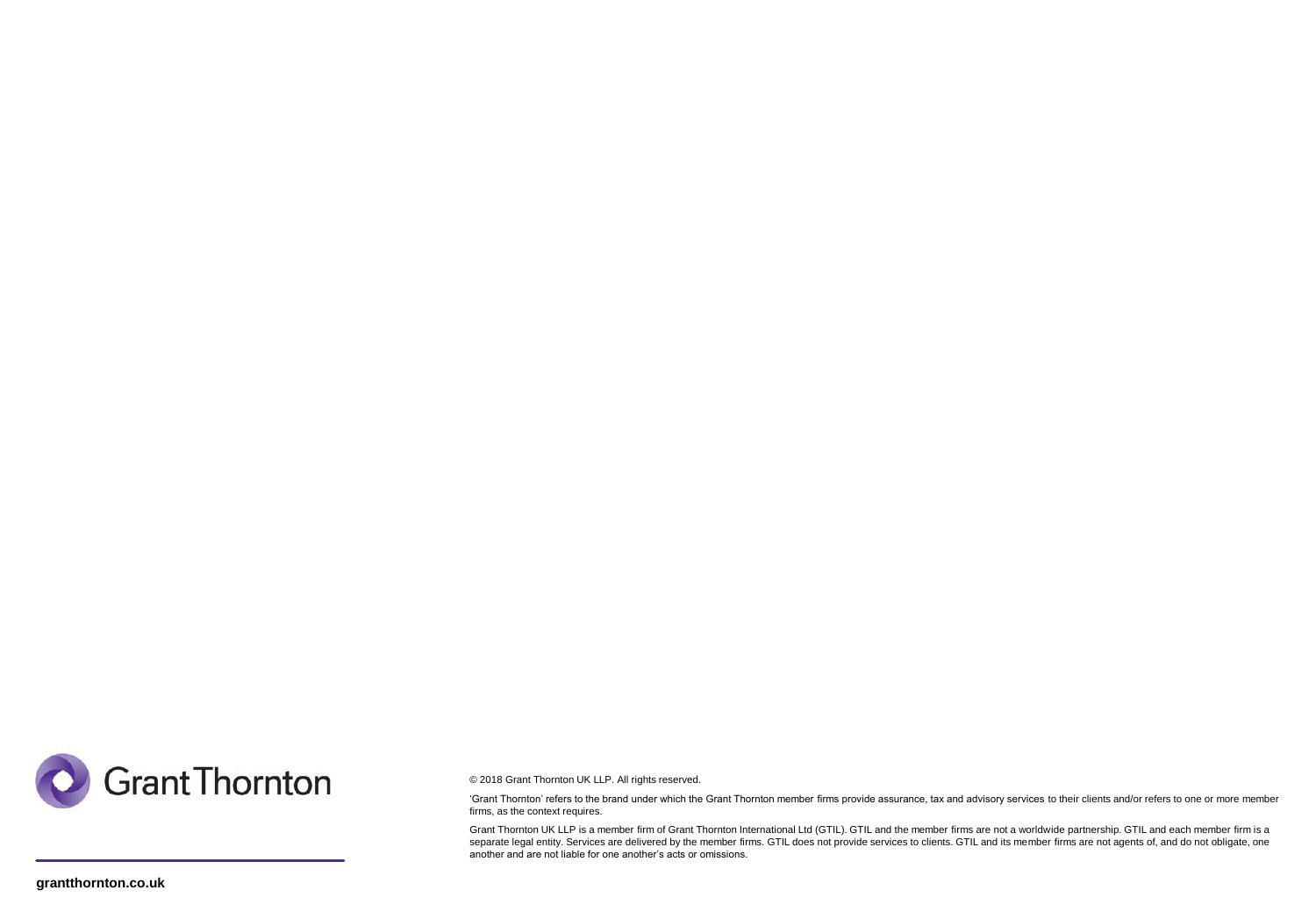Grant Thornton

© 2018 Grant Thornton UK LLP. All rights reserved.

'Grant Thornton' refers to the brand under which the Grant Thornton member firms provide assurance, tax and advisory services to their clients and/or refers to one or more member firms, as the context requires.

Grant Thornton UK LLP is a member firm of Grant Thornton International Ltd (GTIL). GTIL and the member firms are not a worldwide partnership. GTIL and each member firm is a separate legal entity. Services are delivered by the member firms. GTIL does not provide services to clients. GTIL and its member firms are not agents of, and do not obligate, one another and are not liable for one another's acts or omissions.

**grantthornton.co.uk**